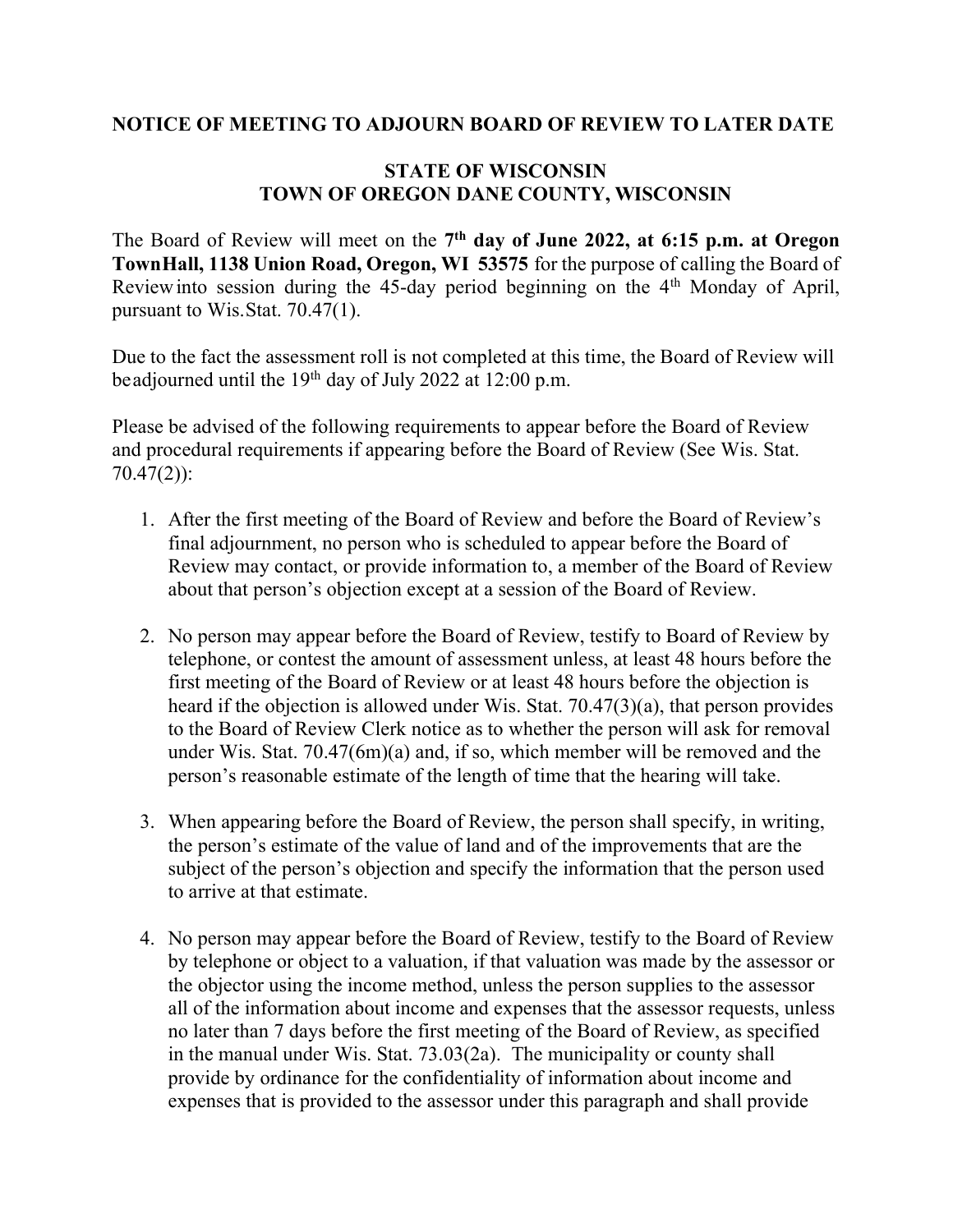**NOTICE OF MEETING TO ADJOURN BOARD OF REVIEW TO LATER DATE**

**STATE OF WISCONSIN**
**TOWN OF OREGON DANE COUNTY, WISCONSIN**

The Board of Review will meet on the **7th day of June 2022, at 6:15 p.m. at Oregon TownHall, 1138 Union Road, Oregon, WI 53575** for the purpose of calling the Board of Reviewinto session during the 45-day period beginning on the 4th Monday of April, pursuant to Wis.Stat. 70.47(1).

Due to the fact the assessment roll is not completed at this time, the Board of Review will beadjourned until the 19th day of July 2022 at 12:00 p.m.

Please be advised of the following requirements to appear before the Board of Review and procedural requirements if appearing before the Board of Review (See Wis. Stat. 70.47(2)):

1. After the first meeting of the Board of Review and before the Board of Review's final adjournment, no person who is scheduled to appear before the Board of Review may contact, or provide information to, a member of the Board of Review about that person's objection except at a session of the Board of Review.

2. No person may appear before the Board of Review, testify to Board of Review by telephone, or contest the amount of assessment unless, at least 48 hours before the first meeting of the Board of Review or at least 48 hours before the objection is heard if the objection is allowed under Wis. Stat. 70.47(3)(a), that person provides to the Board of Review Clerk notice as to whether the person will ask for removal under Wis. Stat. 70.47(6m)(a) and, if so, which member will be removed and the person's reasonable estimate of the length of time that the hearing will take.

3. When appearing before the Board of Review, the person shall specify, in writing, the person's estimate of the value of land and of the improvements that are the subject of the person's objection and specify the information that the person used to arrive at that estimate.

4. No person may appear before the Board of Review, testify to the Board of Review by telephone or object to a valuation, if that valuation was made by the assessor or the objector using the income method, unless the person supplies to the assessor all of the information about income and expenses that the assessor requests, unless no later than 7 days before the first meeting of the Board of Review, as specified in the manual under Wis. Stat. 73.03(2a). The municipality or county shall provide by ordinance for the confidentiality of information about income and expenses that is provided to the assessor under this paragraph and shall provide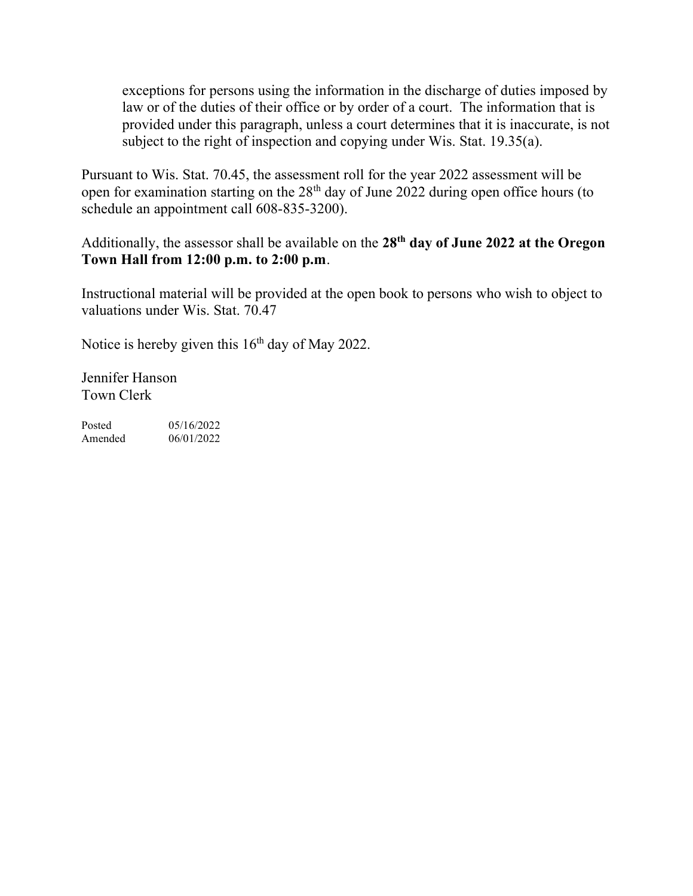exceptions for persons using the information in the discharge of duties imposed by law or of the duties of their office or by order of a court. The information that is provided under this paragraph, unless a court determines that it is inaccurate, is not subject to the right of inspection and copying under Wis. Stat. 19.35(a).

Pursuant to Wis. Stat. 70.45, the assessment roll for the year 2022 assessment will be open for examination starting on the 28th day of June 2022 during open office hours (to schedule an appointment call 608-835-3200).

Additionally, the assessor shall be available on the **28th day of June 2022 at the Oregon Town Hall from 12:00 p.m. to 2:00 p.m**.

Instructional material will be provided at the open book to persons who wish to object to valuations under Wis. Stat. 70.47

Notice is hereby given this 16th day of May 2022.

Jennifer Hanson
Town Clerk

| | |
|---|---|
| Posted | 05/16/2022 |
| Amended | 06/01/2022 |